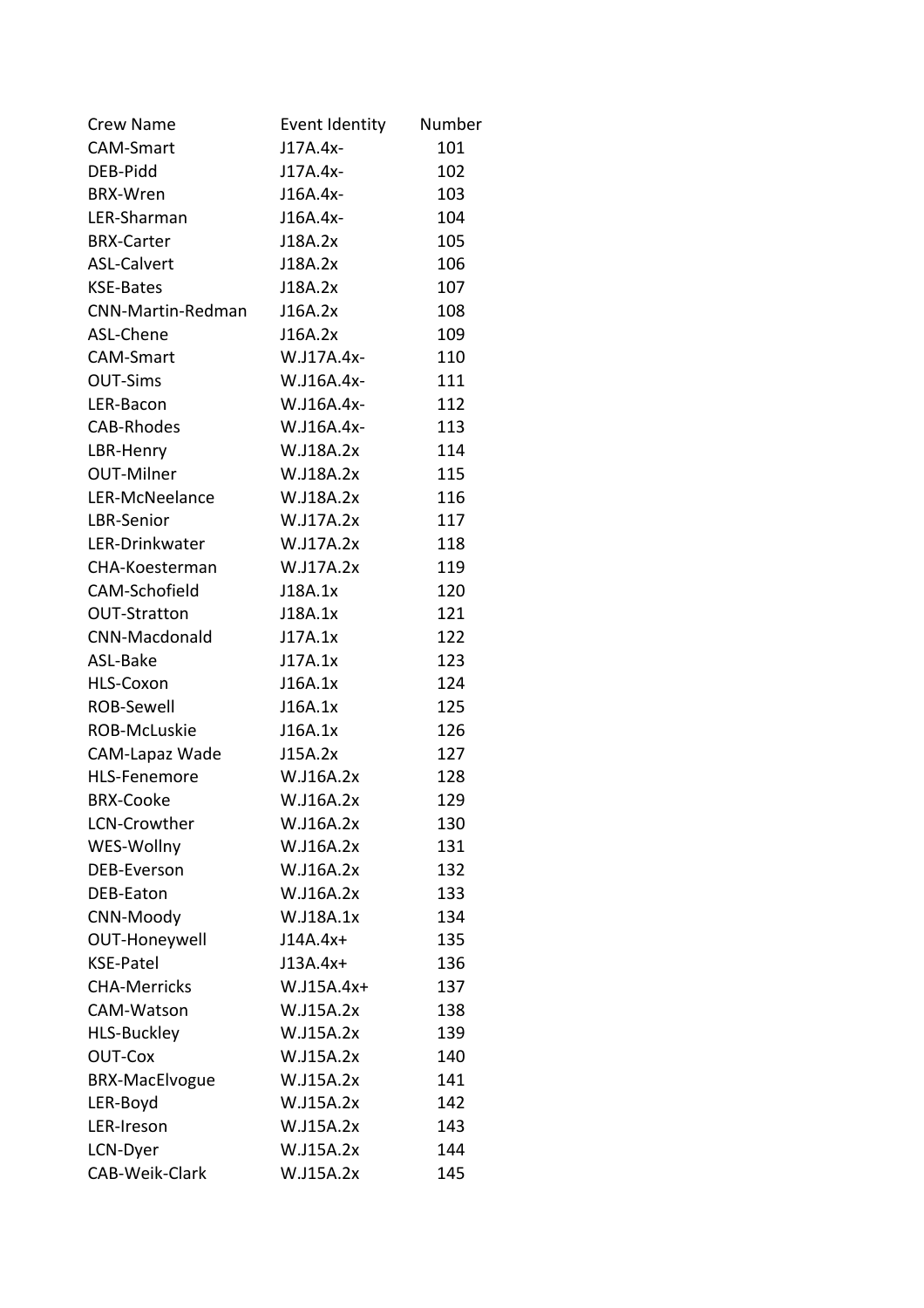| Crew Name | Event Identity | Number |
|---|---|---|
| CAM-Smart | J17A.4x- | 101 |
| DEB-Pidd | J17A.4x- | 102 |
| BRX-Wren | J16A.4x- | 103 |
| LER-Sharman | J16A.4x- | 104 |
| BRX-Carter | J18A.2x | 105 |
| ASL-Calvert | J18A.2x | 106 |
| KSE-Bates | J18A.2x | 107 |
| CNN-Martin-Redman | J16A.2x | 108 |
| ASL-Chene | J16A.2x | 109 |
| CAM-Smart | W.J17A.4x- | 110 |
| OUT-Sims | W.J16A.4x- | 111 |
| LER-Bacon | W.J16A.4x- | 112 |
| CAB-Rhodes | W.J16A.4x- | 113 |
| LBR-Henry | W.J18A.2x | 114 |
| OUT-Milner | W.J18A.2x | 115 |
| LER-McNeelance | W.J18A.2x | 116 |
| LBR-Senior | W.J17A.2x | 117 |
| LER-Drinkwater | W.J17A.2x | 118 |
| CHA-Koesterman | W.J17A.2x | 119 |
| CAM-Schofield | J18A.1x | 120 |
| OUT-Stratton | J18A.1x | 121 |
| CNN-Macdonald | J17A.1x | 122 |
| ASL-Bake | J17A.1x | 123 |
| HLS-Coxon | J16A.1x | 124 |
| ROB-Sewell | J16A.1x | 125 |
| ROB-McLuskie | J16A.1x | 126 |
| CAM-Lapaz Wade | J15A.2x | 127 |
| HLS-Fenemore | W.J16A.2x | 128 |
| BRX-Cooke | W.J16A.2x | 129 |
| LCN-Crowther | W.J16A.2x | 130 |
| WES-Wollny | W.J16A.2x | 131 |
| DEB-Everson | W.J16A.2x | 132 |
| DEB-Eaton | W.J16A.2x | 133 |
| CNN-Moody | W.J18A.1x | 134 |
| OUT-Honeywell | J14A.4x+ | 135 |
| KSE-Patel | J13A.4x+ | 136 |
| CHA-Merricks | W.J15A.4x+ | 137 |
| CAM-Watson | W.J15A.2x | 138 |
| HLS-Buckley | W.J15A.2x | 139 |
| OUT-Cox | W.J15A.2x | 140 |
| BRX-MacElvogue | W.J15A.2x | 141 |
| LER-Boyd | W.J15A.2x | 142 |
| LER-Ireson | W.J15A.2x | 143 |
| LCN-Dyer | W.J15A.2x | 144 |
| CAB-Weik-Clark | W.J15A.2x | 145 |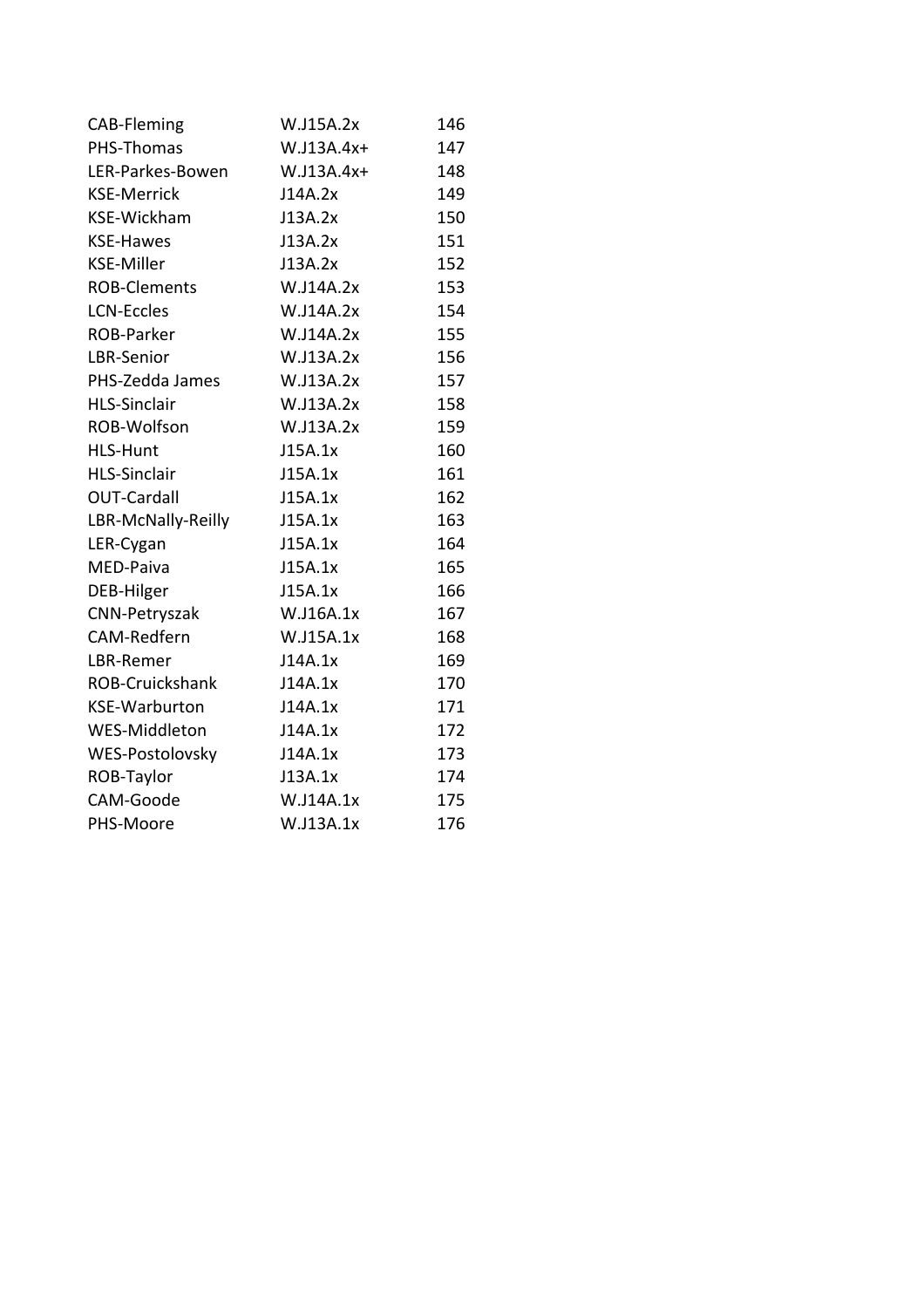| | | |
|---|---|---|
| CAB-Fleming | W.J15A.2x | 146 |
| PHS-Thomas | W.J13A.4x+ | 147 |
| LER-Parkes-Bowen | W.J13A.4x+ | 148 |
| KSE-Merrick | J14A.2x | 149 |
| KSE-Wickham | J13A.2x | 150 |
| KSE-Hawes | J13A.2x | 151 |
| KSE-Miller | J13A.2x | 152 |
| ROB-Clements | W.J14A.2x | 153 |
| LCN-Eccles | W.J14A.2x | 154 |
| ROB-Parker | W.J14A.2x | 155 |
| LBR-Senior | W.J13A.2x | 156 |
| PHS-Zedda James | W.J13A.2x | 157 |
| HLS-Sinclair | W.J13A.2x | 158 |
| ROB-Wolfson | W.J13A.2x | 159 |
| HLS-Hunt | J15A.1x | 160 |
| HLS-Sinclair | J15A.1x | 161 |
| OUT-Cardall | J15A.1x | 162 |
| LBR-McNally-Reilly | J15A.1x | 163 |
| LER-Cygan | J15A.1x | 164 |
| MED-Paiva | J15A.1x | 165 |
| DEB-Hilger | J15A.1x | 166 |
| CNN-Petryszak | W.J16A.1x | 167 |
| CAM-Redfern | W.J15A.1x | 168 |
| LBR-Remer | J14A.1x | 169 |
| ROB-Cruickshank | J14A.1x | 170 |
| KSE-Warburton | J14A.1x | 171 |
| WES-Middleton | J14A.1x | 172 |
| WES-Postolovsky | J14A.1x | 173 |
| ROB-Taylor | J13A.1x | 174 |
| CAM-Goode | W.J14A.1x | 175 |
| PHS-Moore | W.J13A.1x | 176 |